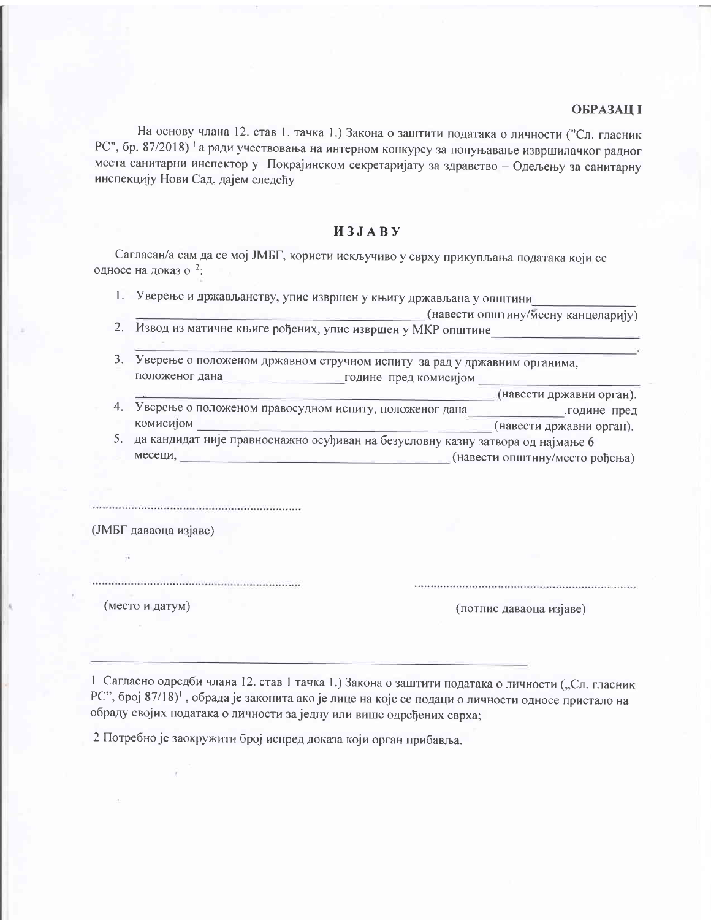**ОБРАЗАЦ I**

На основу члана 12. став 1. тачка 1.) Закона о заштити података о личности ("Сл. гласник РС", бр. 87/2018) [1] а ради учествовања на интерном конкурсу за попуњавање извршилачког радног места санитарни инспектор у Покрајинском секретаријату за здравство – Одељењу за санитарну инспекцију Нови Сад, дајем следећу

# ИЗЈАВУ

Сагласан/а сам да се мој ЈМБГ, користи искључиво у сврху прикупљања података који се односе на доказ о [2]:

1. Уверење и држављанству, упис извршен у књигу држављана у општини______________ ____________________________________________ (навести општину/месну канцеларију)
2. Извод из матичне књиге рођених, упис извршен у МКР општине____________________ ________________________________________________________________________.
3. Уверење о положеном државном стручном испиту за рад у државним органима, положеног дана__________________године пред комисијом ______________________ ____________________________________________ (навести државни орган).
4. Уверење о положеном правосудном испиту, положеног дана______________.године пред комисијом ____________________________________________ (навести државни орган).
5. да кандидат није правноснажно осуђиван на безусловну казну затвора од најмање 6 месеци, ________________________________________ (навести општину/место рођења)

..............................................................

(ЈМБГ даваоца изјаве)

..............................................................

(место и датум)

..............................................................

(потпис даваоца изјаве)

---

1 Сагласно одредби члана 12. став 1 тачка 1.) Закона о заштити података о личности („Сл. гласник РС", број 87/18)[1] , обрада је законита ако је лице на које се подаци о личности односе пристало на обраду својих података о личности за једну или више одређених сврха;

2 Потребно је заокружити број испред доказа који орган прибавља.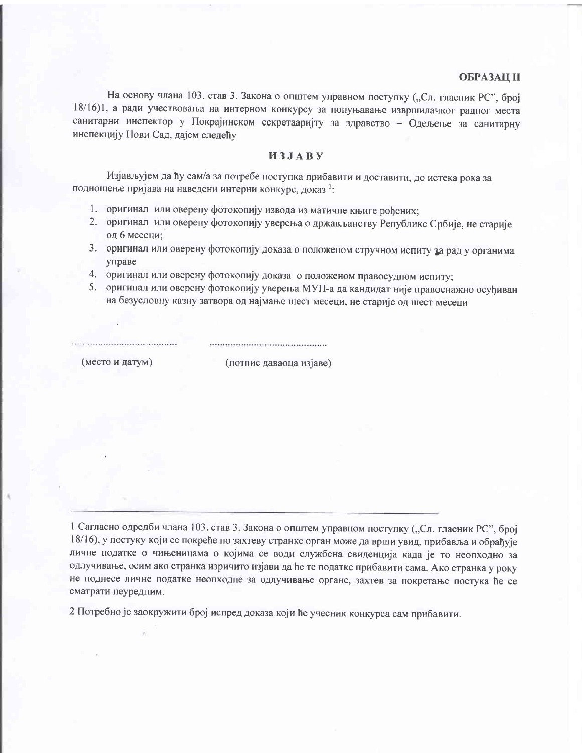**ОБРАЗАЦ II**

На основу члана 103. став 3. Закона о општем управном поступку („Сл. гласник РС", број 18/16)1, а ради учествовања на интерном конкурсу за попуњавање извршилачког радног места санитарни инспектор у Покрајинском секретааријту за здравство – Одељење за санитарну инспекцију Нови Сад, дајем следећу

## ИЗЈАВУ

Изјављујем да ћу сам/а за потребе поступка прибавити и доставити, до истека рока за подношење пријава на наведени интерни конкурс, доказ [2]:

1. оригинал или оверену фотокопију извода из матичне књиге рођених;
2. оригинал или оверену фотокопију уверења о држављанству Републике Србије, не старије од 6 месеци;
3. оригинал или оверену фотокопију доказа о положеном стручном испиту за рад у органима управе
4. оригинал или оверену фотокопију доказа о положеном правосудном испиту;
5. оригинал или оверену фотокопију уверења МУП-а да кандидат није правоснажно осуђиван на безусловну казну затвора од најмање шест месеци, не старије од шест месеци

.......................................     ..........................................

(место и датум)     (потпис даваоца изјаве)

---

1 Сагласно одредби члана 103. став 3. Закона о општем управном поступку („Сл. гласник РС", број 18/16), у постуку који се покреће по захтеву странке орган може да врши увид, прибавља и обрађује личне податке о чињеницама о којима се води службена евиденција када је то неопходно за одлучивање, осим ако странка изричито изјави да ће те податке прибавити сама. Ако странка у року не поднесе личне податке неопходне за одлучивање органе, захтев за покретање постука ће се сматрати неуредним.

2 Потребно је заокружити број испред доказа који ће учесник конкурса сам прибавити.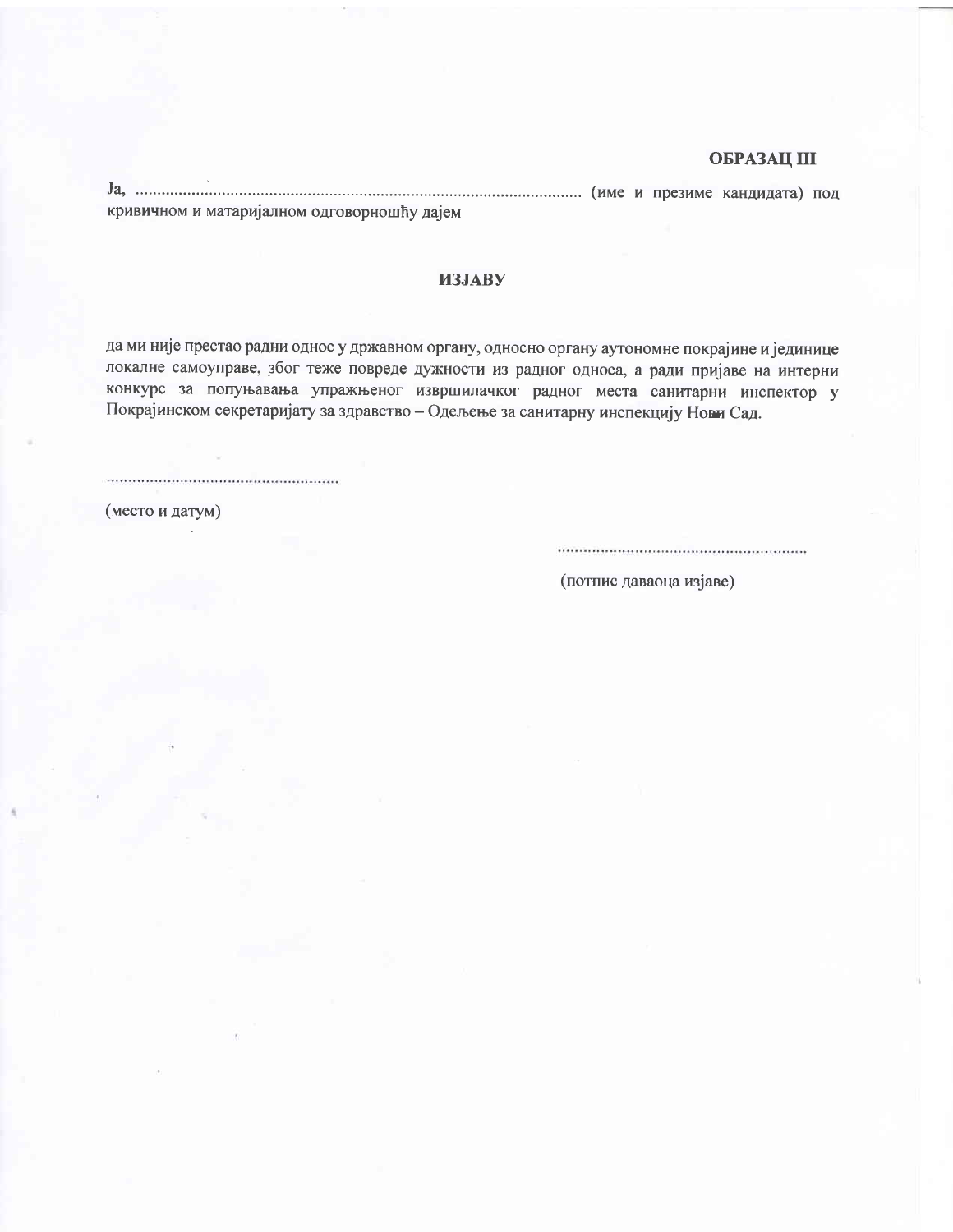**ОБРАЗАЦ III**

Ја, ............................................................................................................ (име и презиме кандидата) под кривичном и матаријалном одговорношћу дајем

**ИЗЈАВУ**

да ми није престао радни однос у државном органу, односно органу аутономне покрајине и јединице локалне самоуправе, због теже повреде дужности из радног односа, а ради пријаве на интерни конкурс за попуњавања упражњеног извршилачког радног места санитарни инспектор у Покрајинском секретаријату за здравство – Одељење за санитарну инспекцију Нови Сад.

......................................................

(место и датум)

..........................................................

(потпис даваоца изјаве)